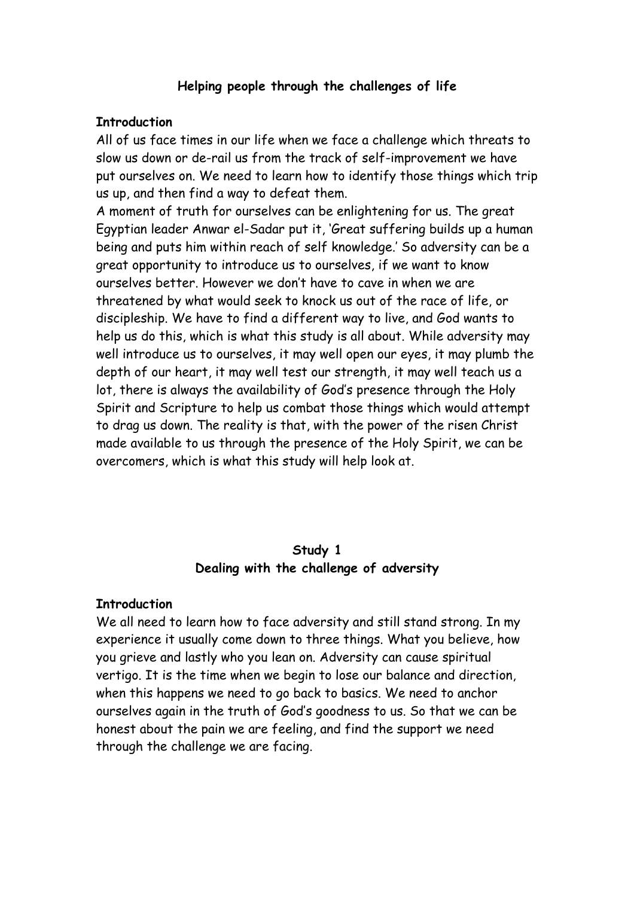# Helping people through the challenges of life

## Introduction

All of us face times in our life when we face a challenge which threats to slow us down or de-rail us from the track of self-improvement we have put ourselves on. We need to learn how to identify those things which trip us up, and then find a way to defeat them.

A moment of truth for ourselves can be enlightening for us. The great Egyptian leader Anwar el-Sadar put it, 'Great suffering builds up a human being and puts him within reach of self knowledge.' So adversity can be a great opportunity to introduce us to ourselves, if we want to know ourselves better. However we don't have to cave in when we are threatened by what would seek to knock us out of the race of life, or discipleship. We have to find a different way to live, and God wants to help us do this, which is what this study is all about. While adversity may well introduce us to ourselves, it may well open our eyes, it may plumb the depth of our heart, it may well test our strength, it may well teach us a lot, there is always the availability of God's presence through the Holy Spirit and Scripture to help us combat those things which would attempt to drag us down. The reality is that, with the power of the risen Christ made available to us through the presence of the Holy Spirit, we can be overcomers, which is what this study will help look at.

## Study 1
## Dealing with the challenge of adversity

### Introduction

We all need to learn how to face adversity and still stand strong. In my experience it usually come down to three things. What you believe, how you grieve and lastly who you lean on. Adversity can cause spiritual vertigo. It is the time when we begin to lose our balance and direction, when this happens we need to go back to basics. We need to anchor ourselves again in the truth of God's goodness to us. So that we can be honest about the pain we are feeling, and find the support we need through the challenge we are facing.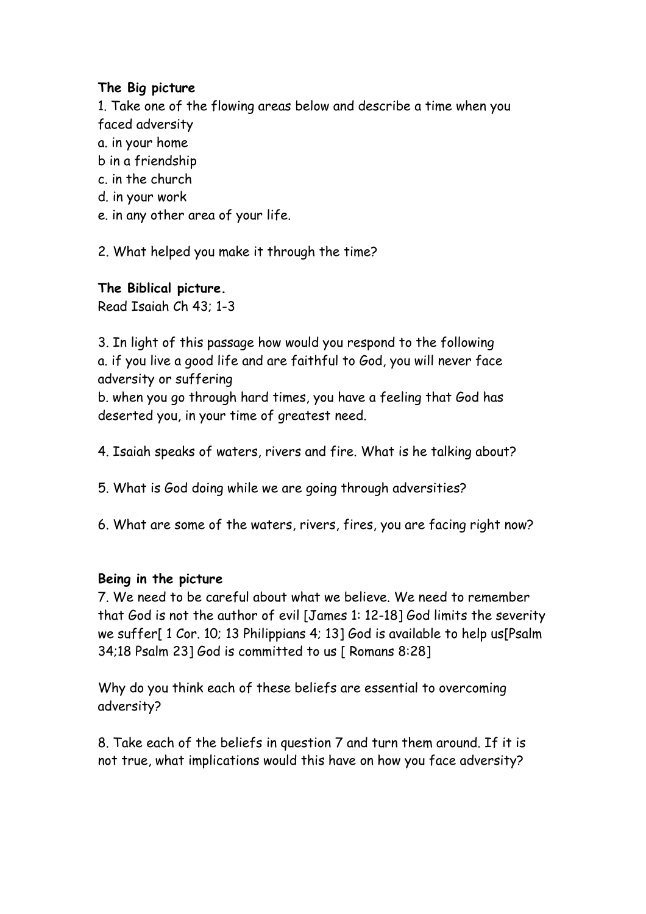**The Big picture**

1. Take one of the flowing areas below and describe a time when you faced adversity
a. in your home
b in a friendship
c. in the church
d. in your work
e. in any other area of your life.

2. What helped you make it through the time?

**The Biblical picture.**

Read Isaiah Ch 43; 1-3

3. In light of this passage how would you respond to the following
a. if you live a good life and are faithful to God, you will never face adversity or suffering
b. when you go through hard times, you have a feeling that God has deserted you, in your time of greatest need.

4. Isaiah speaks of waters, rivers and fire. What is he talking about?

5. What is God doing while we are going through adversities?

6. What are some of the waters, rivers, fires, you are facing right now?

**Being in the picture**

7. We need to be careful about what we believe. We need to remember that God is not the author of evil [James 1: 12-18] God limits the severity we suffer[ 1 Cor. 10; 13 Philippians 4; 13] God is available to help us[Psalm 34;18 Psalm 23] God is committed to us [ Romans 8:28]

Why do you think each of these beliefs are essential to overcoming adversity?

8. Take each of the beliefs in question 7 and turn them around. If it is not true, what implications would this have on how you face adversity?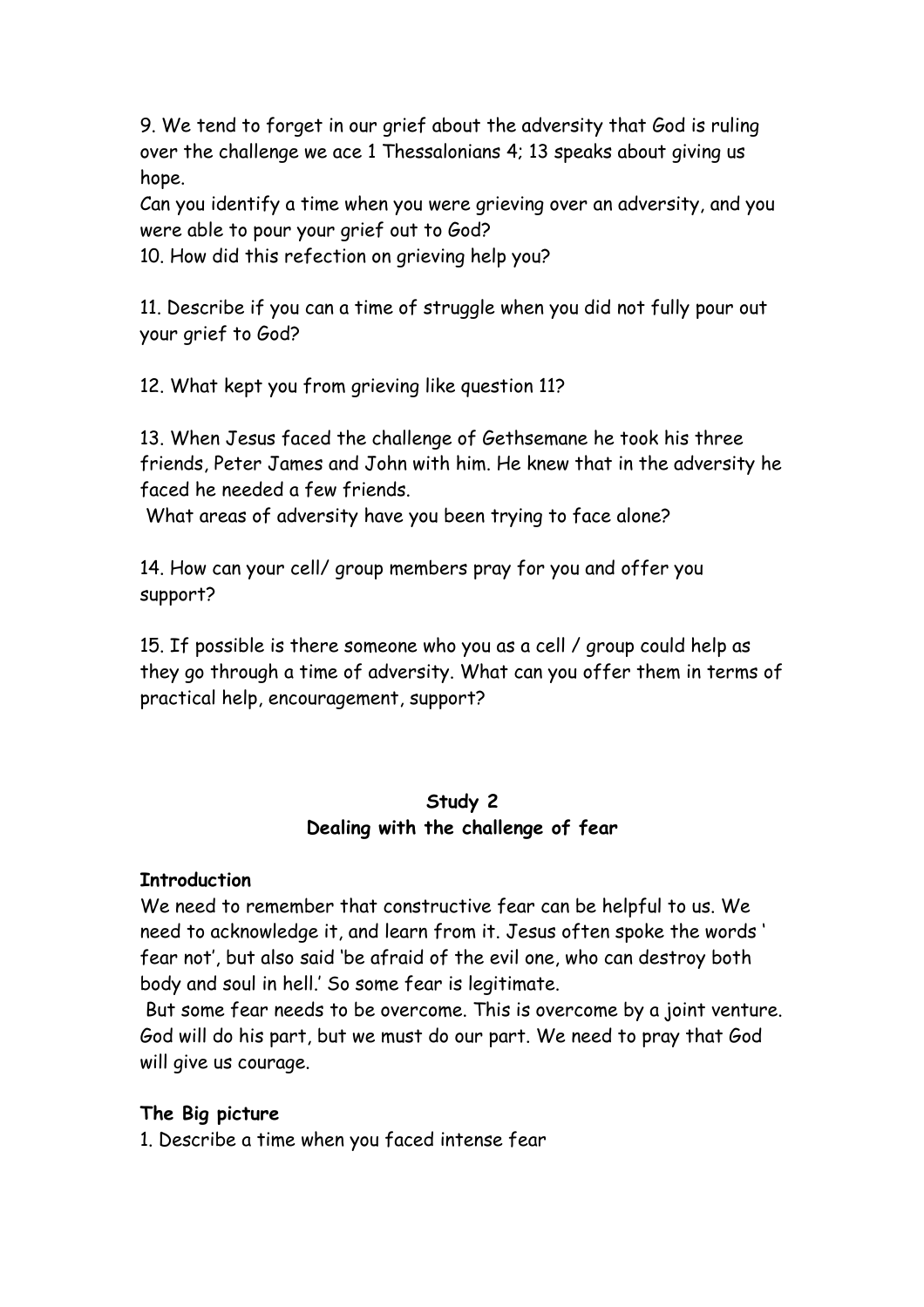9. We tend to forget in our grief about the adversity that God is ruling over the challenge we ace 1 Thessalonians 4; 13 speaks about giving us hope.

Can you identify a time when you were grieving over an adversity, and you were able to pour your grief out to God?

10. How did this refection on grieving help you?

11. Describe if you can a time of struggle when you did not fully pour out your grief to God?

12. What kept you from grieving like question 11?

13. When Jesus faced the challenge of Gethsemane he took his three friends, Peter James and John with him. He knew that in the adversity he faced he needed a few friends.

What areas of adversity have you been trying to face alone?

14. How can your cell/ group members pray for you and offer you support?

15. If possible is there someone who you as a cell / group could help as they go through a time of adversity. What can you offer them in terms of practical help, encouragement, support?

## Study 2
## Dealing with the challenge of fear

**Introduction**

We need to remember that constructive fear can be helpful to us. We need to acknowledge it, and learn from it. Jesus often spoke the words ' fear not', but also said 'be afraid of the evil one, who can destroy both body and soul in hell.' So some fear is legitimate.

But some fear needs to be overcome. This is overcome by a joint venture. God will do his part, but we must do our part. We need to pray that God will give us courage.

**The Big picture**

1. Describe a time when you faced intense fear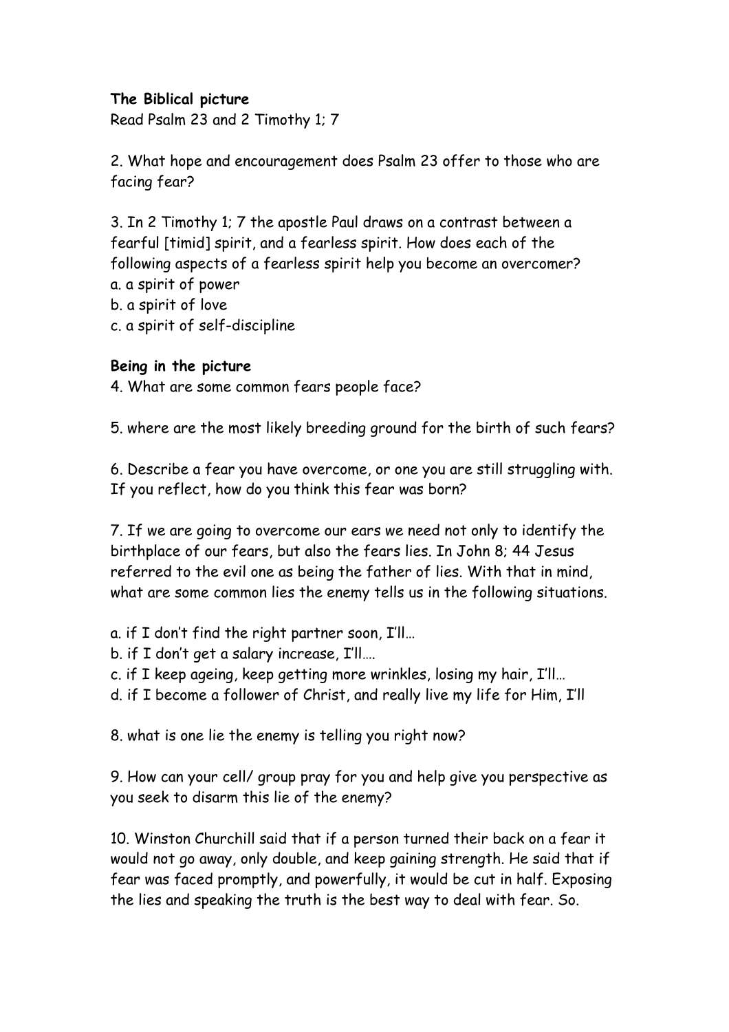**The Biblical picture**
Read Psalm 23 and 2 Timothy 1; 7

2. What hope and encouragement does Psalm 23 offer to those who are facing fear?

3. In 2 Timothy 1; 7 the apostle Paul draws on a contrast between a fearful [timid] spirit, and a fearless spirit. How does each of the following aspects of a fearless spirit help you become an overcomer?
a. a spirit of power
b. a spirit of love
c. a spirit of self-discipline

**Being in the picture**
4. What are some common fears people face?

5. where are the most likely breeding ground for the birth of such fears?

6. Describe a fear you have overcome, or one you are still struggling with. If you reflect, how do you think this fear was born?

7. If we are going to overcome our ears we need not only to identify the birthplace of our fears, but also the fears lies. In John 8; 44 Jesus referred to the evil one as being the father of lies. With that in mind, what are some common lies the enemy tells us in the following situations.

a. if I don't find the right partner soon, I'll…
b. if I don't get a salary increase, I'll….
c. if I keep ageing, keep getting more wrinkles, losing my hair, I'll…
d. if I become a follower of Christ, and really live my life for Him, I'll

8. what is one lie the enemy is telling you right now?

9. How can your cell/ group pray for you and help give you perspective as you seek to disarm this lie of the enemy?

10. Winston Churchill said that if a person turned their back on a fear it would not go away, only double, and keep gaining strength. He said that if fear was faced promptly, and powerfully, it would be cut in half. Exposing the lies and speaking the truth is the best way to deal with fear. So.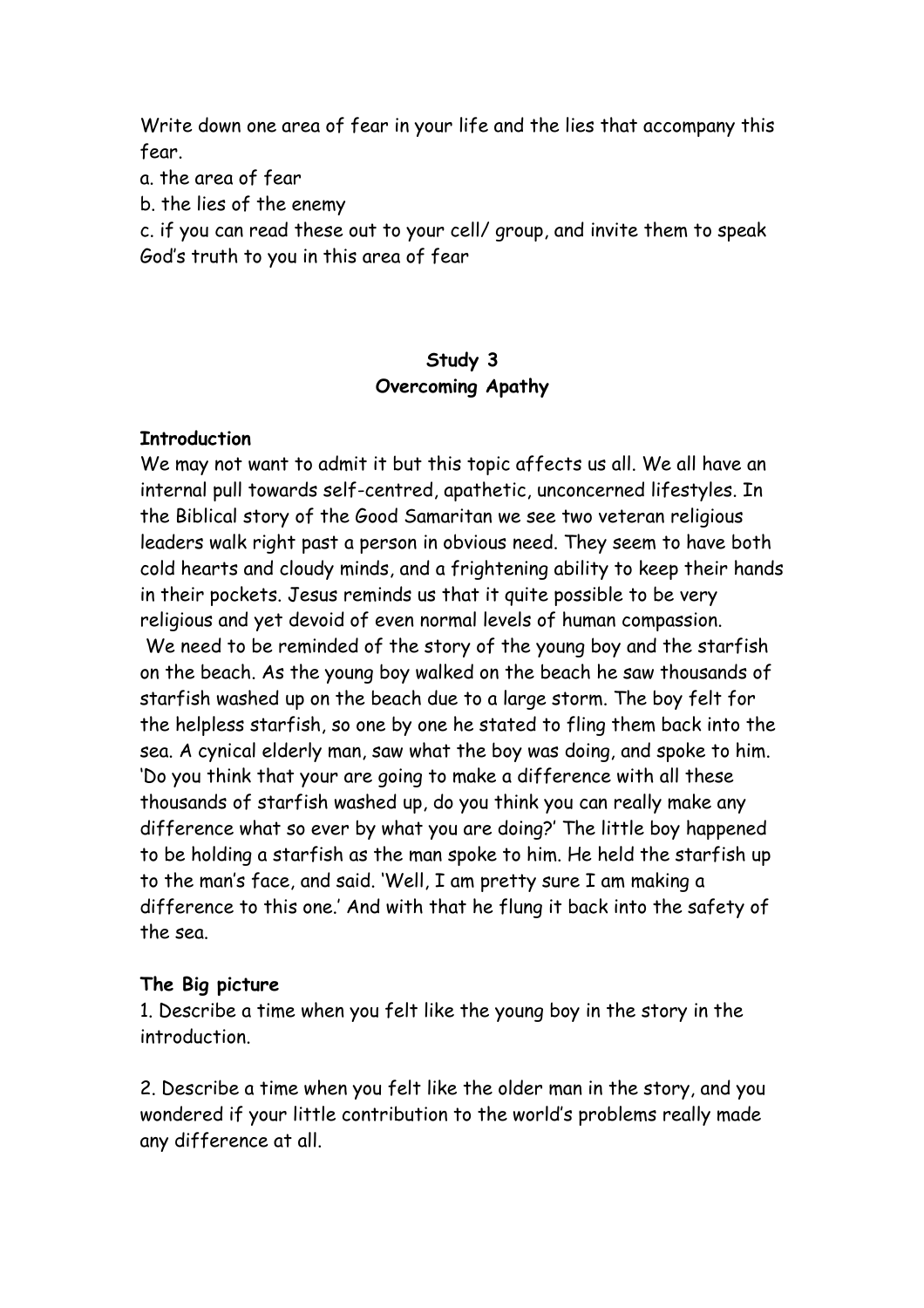Write down one area of fear in your life and the lies that accompany this fear.

a. the area of fear

b. the lies of the enemy

c. if you can read these out to your cell/ group, and invite them to speak God's truth to you in this area of fear

## Study 3
## Overcoming Apathy

**Introduction**

We may not want to admit it but this topic affects us all. We all have an internal pull towards self-centred, apathetic, unconcerned lifestyles. In the Biblical story of the Good Samaritan we see two veteran religious leaders walk right past a person in obvious need. They seem to have both cold hearts and cloudy minds, and a frightening ability to keep their hands in their pockets. Jesus reminds us that it quite possible to be very religious and yet devoid of even normal levels of human compassion.

We need to be reminded of the story of the young boy and the starfish on the beach. As the young boy walked on the beach he saw thousands of starfish washed up on the beach due to a large storm. The boy felt for the helpless starfish, so one by one he stated to fling them back into the sea. A cynical elderly man, saw what the boy was doing, and spoke to him. 'Do you think that your are going to make a difference with all these thousands of starfish washed up, do you think you can really make any difference what so ever by what you are doing?' The little boy happened to be holding a starfish as the man spoke to him. He held the starfish up to the man's face, and said. 'Well, I am pretty sure I am making a difference to this one.' And with that he flung it back into the safety of the sea.

**The Big picture**

1. Describe a time when you felt like the young boy in the story in the introduction.

2. Describe a time when you felt like the older man in the story, and you wondered if your little contribution to the world's problems really made any difference at all.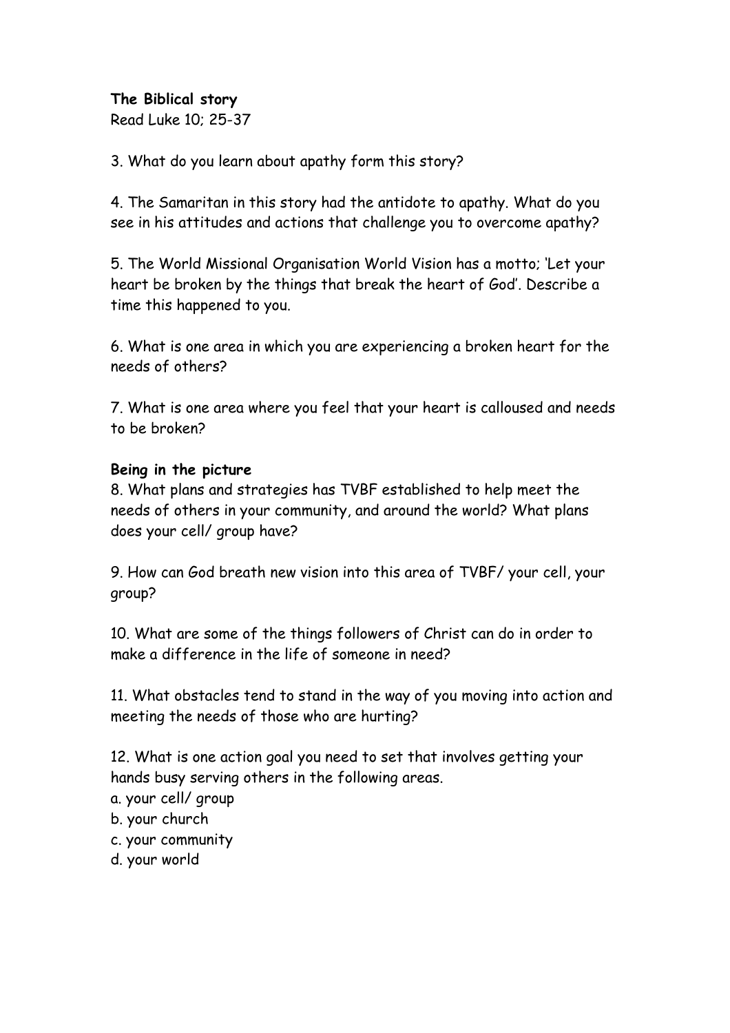**The Biblical story**
Read Luke 10; 25-37

3. What do you learn about apathy form this story?

4. The Samaritan in this story had the antidote to apathy. What do you see in his attitudes and actions that challenge you to overcome apathy?

5. The World Missional Organisation World Vision has a motto; 'Let your heart be broken by the things that break the heart of God'. Describe a time this happened to you.

6. What is one area in which you are experiencing a broken heart for the needs of others?

7. What is one area where you feel that your heart is calloused and needs to be broken?

**Being in the picture**
8. What plans and strategies has TVBF established to help meet the needs of others in your community, and around the world? What plans does your cell/ group have?

9. How can God breath new vision into this area of TVBF/ your cell, your group?

10. What are some of the things followers of Christ can do in order to make a difference in the life of someone in need?

11. What obstacles tend to stand in the way of you moving into action and meeting the needs of those who are hurting?

12. What is one action goal you need to set that involves getting your hands busy serving others in the following areas.
a. your cell/ group
b. your church
c. your community
d. your world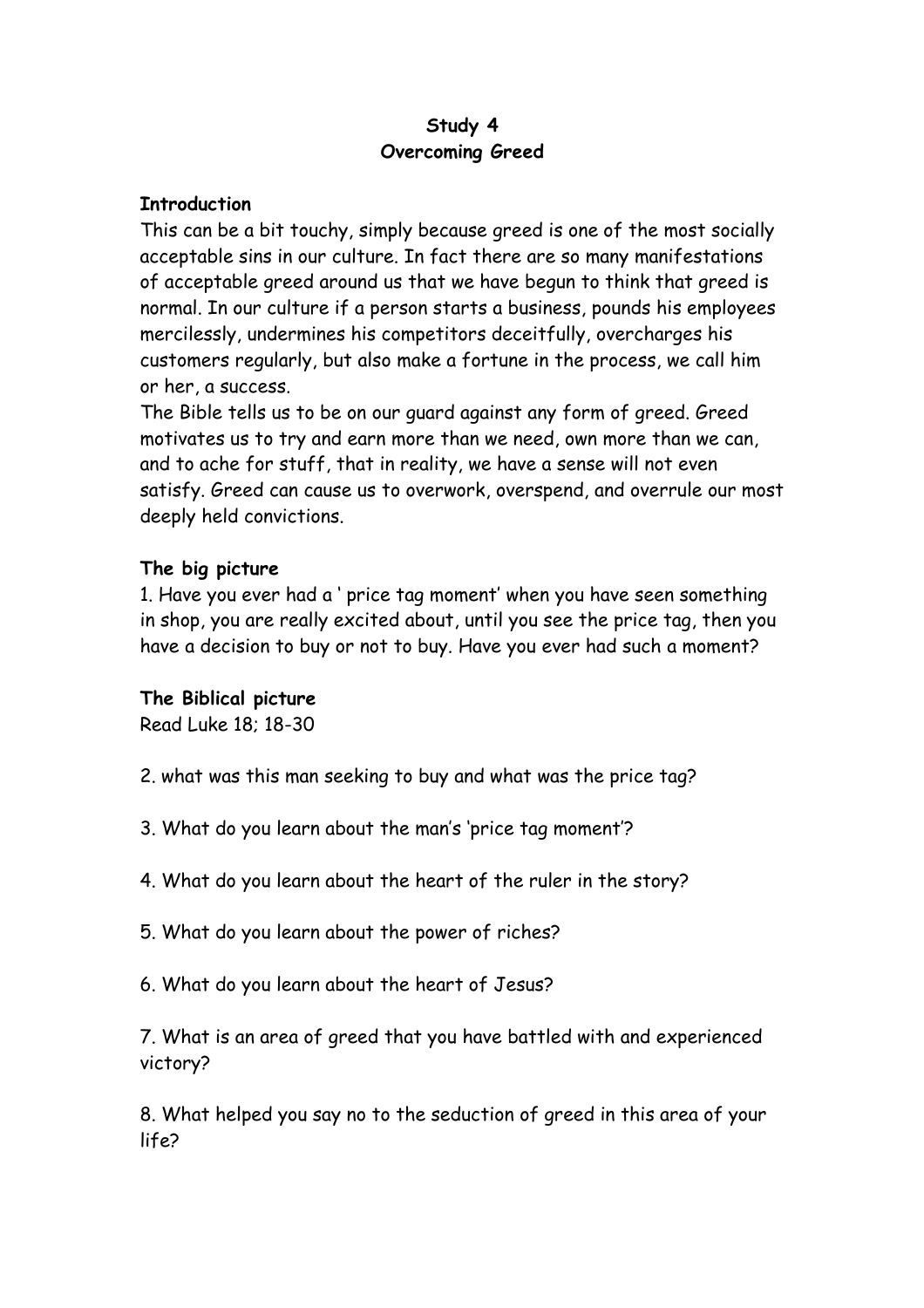# Study 4
# Overcoming Greed

### Introduction

This can be a bit touchy, simply because greed is one of the most socially acceptable sins in our culture. In fact there are so many manifestations of acceptable greed around us that we have begun to think that greed is normal. In our culture if a person starts a business, pounds his employees mercilessly, undermines his competitors deceitfully, overcharges his customers regularly, but also make a fortune in the process, we call him or her, a success.

The Bible tells us to be on our guard against any form of greed. Greed motivates us to try and earn more than we need, own more than we can, and to ache for stuff, that in reality, we have a sense will not even satisfy. Greed can cause us to overwork, overspend, and overrule our most deeply held convictions.

### The big picture

1. Have you ever had a ' price tag moment' when you have seen something in shop, you are really excited about, until you see the price tag, then you have a decision to buy or not to buy. Have you ever had such a moment?

### The Biblical picture

Read Luke 18; 18-30

2. what was this man seeking to buy and what was the price tag?

3. What do you learn about the man's 'price tag moment'?

4. What do you learn about the heart of the ruler in the story?

5. What do you learn about the power of riches?

6. What do you learn about the heart of Jesus?

7. What is an area of greed that you have battled with and experienced victory?

8. What helped you say no to the seduction of greed in this area of your life?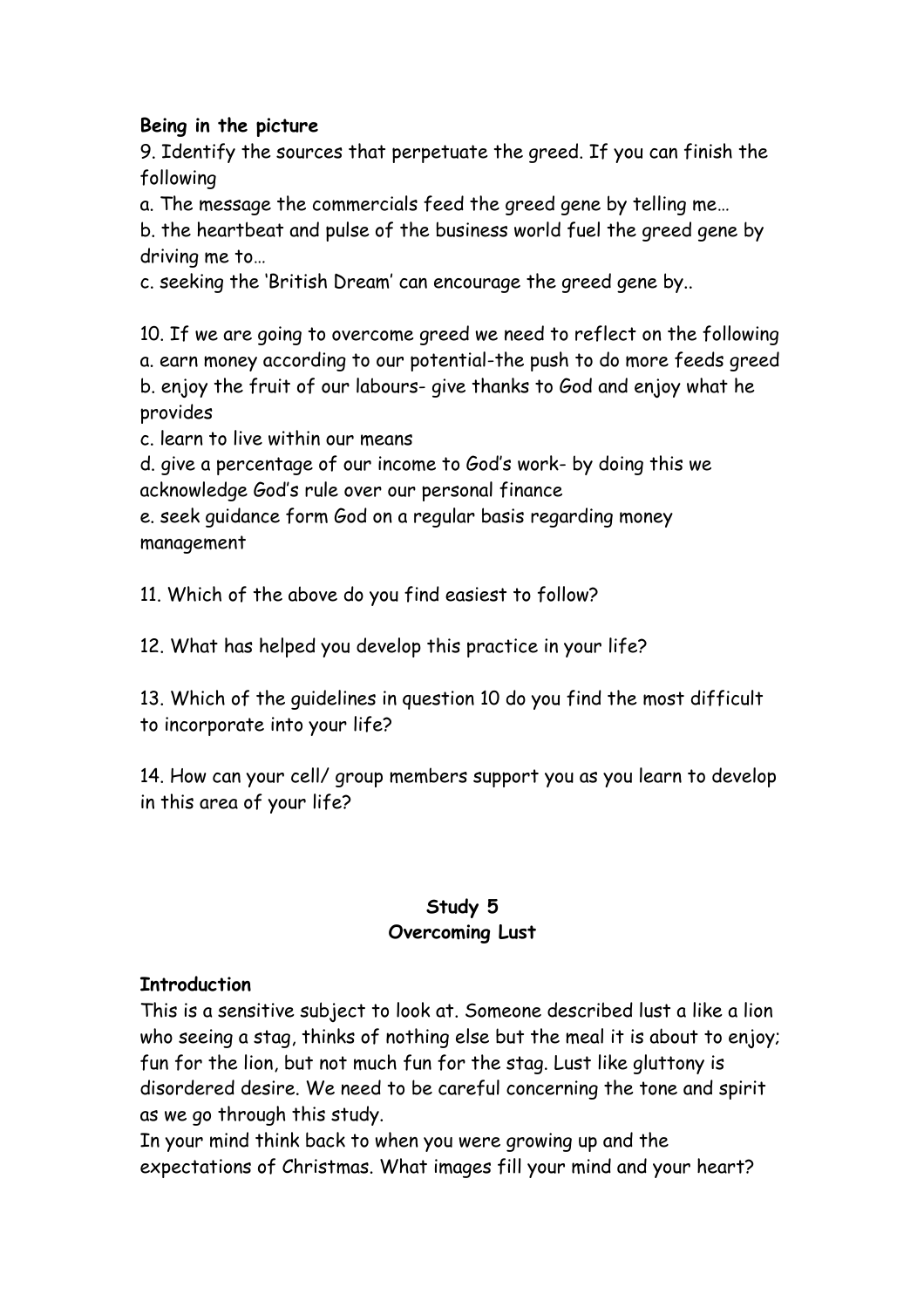**Being in the picture**

9. Identify the sources that perpetuate the greed. If you can finish the following

a. The message the commercials feed the greed gene by telling me…

b. the heartbeat and pulse of the business world fuel the greed gene by driving me to…

c. seeking the 'British Dream' can encourage the greed gene by..

10. If we are going to overcome greed we need to reflect on the following

a. earn money according to our potential-the push to do more feeds greed

b. enjoy the fruit of our labours- give thanks to God and enjoy what he provides

c. learn to live within our means

d. give a percentage of our income to God's work- by doing this we acknowledge God's rule over our personal finance

e. seek guidance form God on a regular basis regarding money management

11. Which of the above do you find easiest to follow?

12. What has helped you develop this practice in your life?

13. Which of the guidelines in question 10 do you find the most difficult to incorporate into your life?

14. How can your cell/ group members support you as you learn to develop in this area of your life?

## Study 5
## Overcoming Lust

**Introduction**

This is a sensitive subject to look at. Someone described lust a like a lion who seeing a stag, thinks of nothing else but the meal it is about to enjoy; fun for the lion, but not much fun for the stag. Lust like gluttony is disordered desire. We need to be careful concerning the tone and spirit as we go through this study.

In your mind think back to when you were growing up and the expectations of Christmas. What images fill your mind and your heart?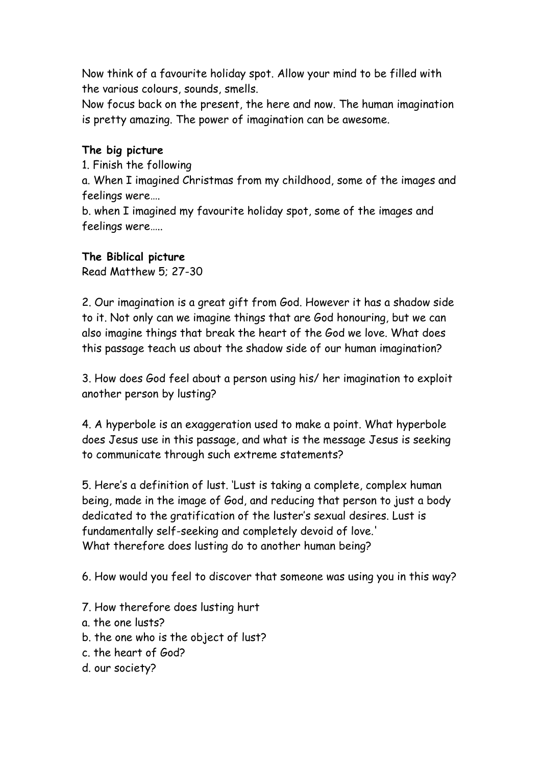Now think of a favourite holiday spot. Allow your mind to be filled with the various colours, sounds, smells.
Now focus back on the present, the here and now. The human imagination is pretty amazing. The power of imagination can be awesome.

**The big picture**

1. Finish the following

a. When I imagined Christmas from my childhood, some of the images and feelings were….

b. when I imagined my favourite holiday spot, some of the images and feelings were…..

**The Biblical picture**

Read Matthew 5; 27-30

2. Our imagination is a great gift from God. However it has a shadow side to it. Not only can we imagine things that are God honouring, but we can also imagine things that break the heart of the God we love. What does this passage teach us about the shadow side of our human imagination?

3. How does God feel about a person using his/ her imagination to exploit another person by lusting?

4. A hyperbole is an exaggeration used to make a point. What hyperbole does Jesus use in this passage, and what is the message Jesus is seeking to communicate through such extreme statements?

5. Here's a definition of lust. 'Lust is taking a complete, complex human being, made in the image of God, and reducing that person to just a body dedicated to the gratification of the luster's sexual desires. Lust is fundamentally self-seeking and completely devoid of love.'
What therefore does lusting do to another human being?

6. How would you feel to discover that someone was using you in this way?

7. How therefore does lusting hurt

a. the one lusts?

b. the one who is the object of lust?

c. the heart of God?

d. our society?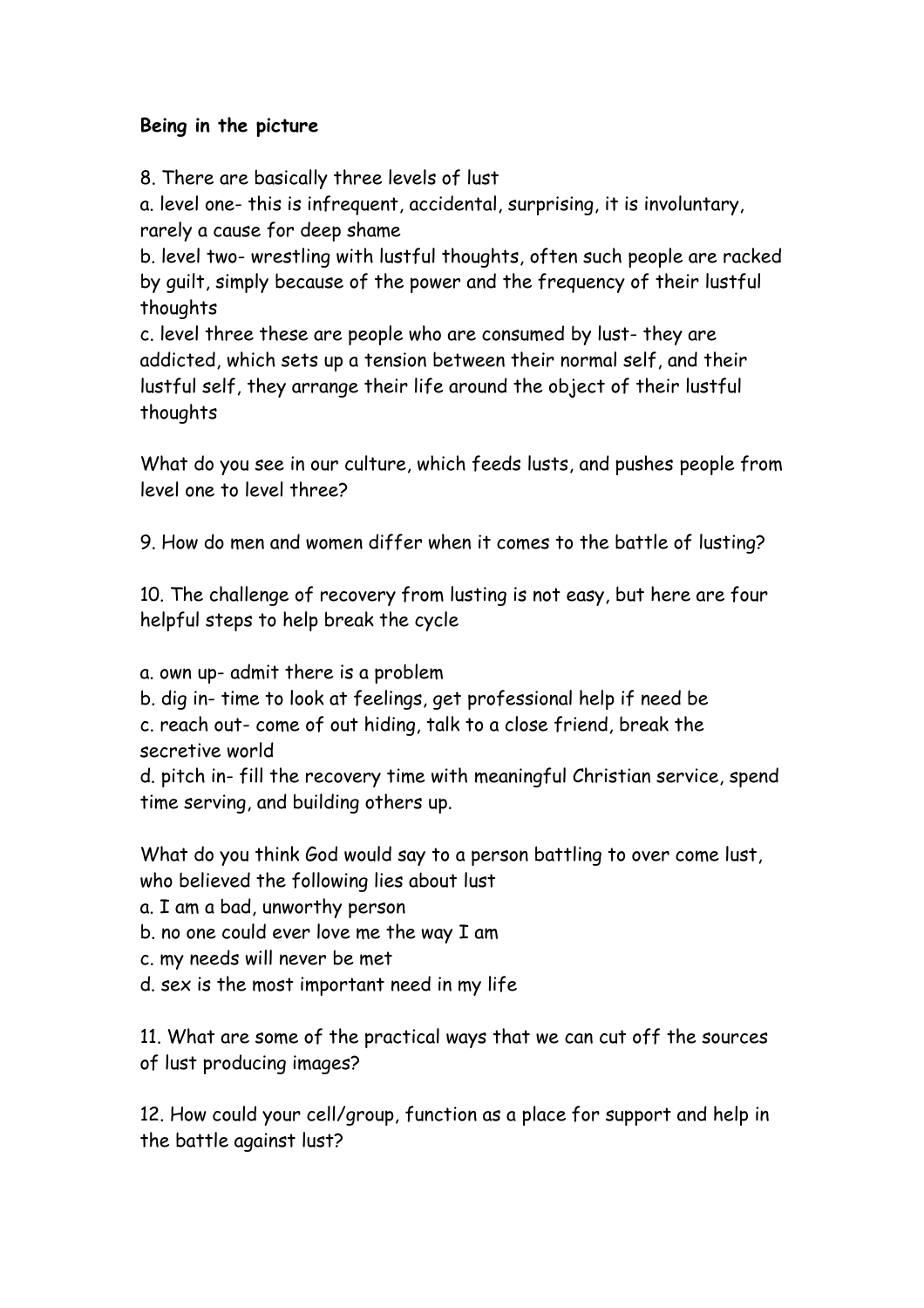**Being in the picture**

8. There are basically three levels of lust

a. level one- this is infrequent, accidental, surprising, it is involuntary, rarely a cause for deep shame

b. level two- wrestling with lustful thoughts, often such people are racked by guilt, simply because of the power and the frequency of their lustful thoughts

c. level three these are people who are consumed by lust- they are addicted, which sets up a tension between their normal self, and their lustful self, they arrange their life around the object of their lustful thoughts

What do you see in our culture, which feeds lusts, and pushes people from level one to level three?

9. How do men and women differ when it comes to the battle of lusting?

10. The challenge of recovery from lusting is not easy, but here are four helpful steps to help break the cycle

a. own up- admit there is a problem

b. dig in- time to look at feelings, get professional help if need be

c. reach out- come of out hiding, talk to a close friend, break the secretive world

d. pitch in- fill the recovery time with meaningful Christian service, spend time serving, and building others up.

What do you think God would say to a person battling to over come lust, who believed the following lies about lust

a. I am a bad, unworthy person

b. no one could ever love me the way I am

c. my needs will never be met

d. sex is the most important need in my life

11. What are some of the practical ways that we can cut off the sources of lust producing images?

12. How could your cell/group, function as a place for support and help in the battle against lust?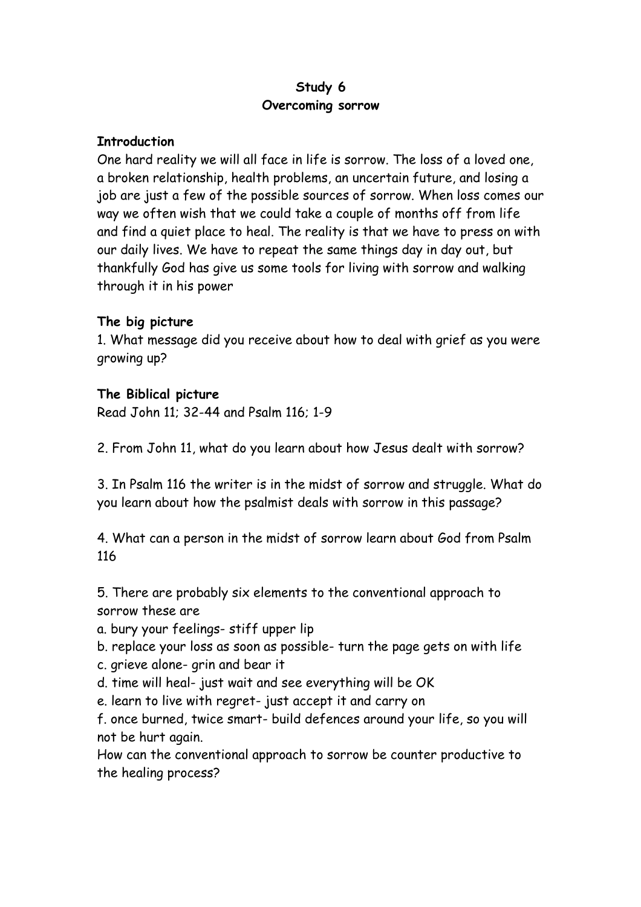**Study 6**
**Overcoming sorrow**

**Introduction**

One hard reality we will all face in life is sorrow. The loss of a loved one, a broken relationship, health problems, an uncertain future, and losing a job are just a few of the possible sources of sorrow. When loss comes our way we often wish that we could take a couple of months off from life and find a quiet place to heal. The reality is that we have to press on with our daily lives. We have to repeat the same things day in day out, but thankfully God has give us some tools for living with sorrow and walking through it in his power

**The big picture**

1. What message did you receive about how to deal with grief as you were growing up?

**The Biblical picture**

Read John 11; 32-44 and Psalm 116; 1-9

2. From John 11, what do you learn about how Jesus dealt with sorrow?

3. In Psalm 116 the writer is in the midst of sorrow and struggle. What do you learn about how the psalmist deals with sorrow in this passage?

4. What can a person in the midst of sorrow learn about God from Psalm 116

5. There are probably six elements to the conventional approach to sorrow these are

a. bury your feelings- stiff upper lip
b. replace your loss as soon as possible- turn the page gets on with life
c. grieve alone- grin and bear it
d. time will heal- just wait and see everything will be OK
e. learn to live with regret- just accept it and carry on
f. once burned, twice smart- build defences around your life, so you will not be hurt again.

How can the conventional approach to sorrow be counter productive to the healing process?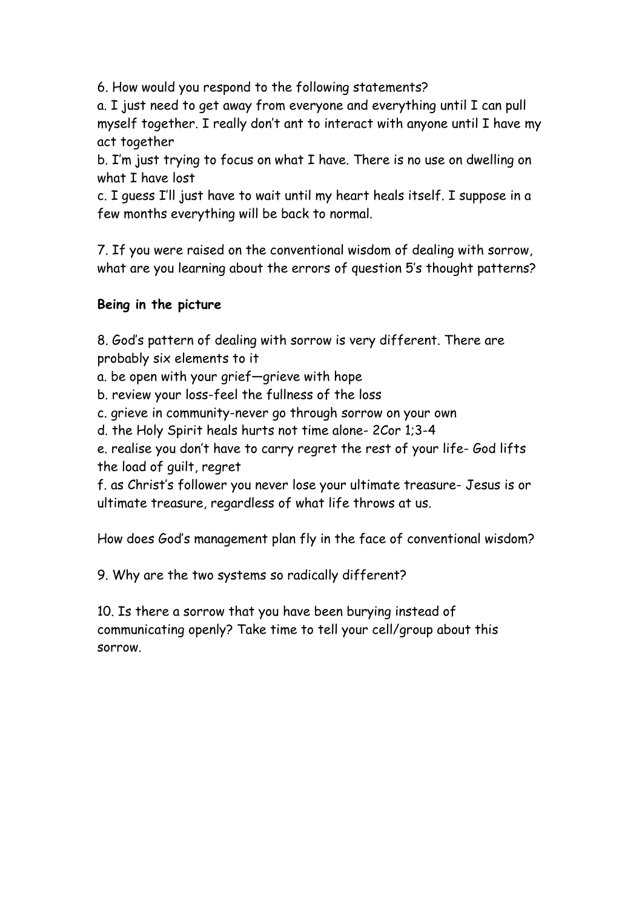6. How would you respond to the following statements?

a. I just need to get away from everyone and everything until I can pull myself together. I really don't ant to interact with anyone until I have my act together

b. I'm just trying to focus on what I have. There is no use on dwelling on what I have lost

c. I guess I'll just have to wait until my heart heals itself. I suppose in a few months everything will be back to normal.

7. If you were raised on the conventional wisdom of dealing with sorrow, what are you learning about the errors of question 5's thought patterns?

**Being in the picture**

8. God's pattern of dealing with sorrow is very different. There are probably six elements to it

a. be open with your grief—grieve with hope

b. review your loss-feel the fullness of the loss

c. grieve in community-never go through sorrow on your own

d. the Holy Spirit heals hurts not time alone- 2Cor 1;3-4

e. realise you don't have to carry regret the rest of your life- God lifts the load of guilt, regret

f. as Christ's follower you never lose your ultimate treasure- Jesus is or ultimate treasure, regardless of what life throws at us.

How does God's management plan fly in the face of conventional wisdom?

9. Why are the two systems so radically different?

10. Is there a sorrow that you have been burying instead of communicating openly? Take time to tell your cell/group about this sorrow.